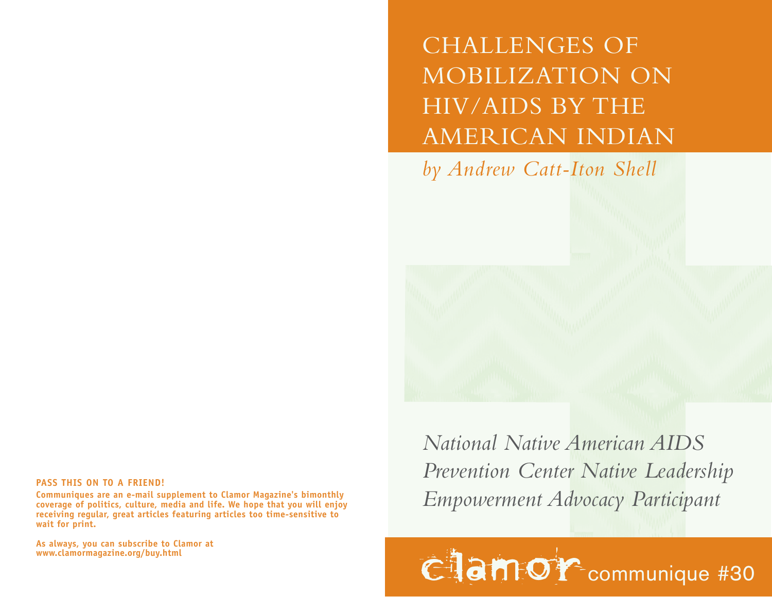# CHALLENGES OF MOBILIZATION ON HIV/AIDS BY THE AMERICAN INDIAN

*by Andrew Catt-Iton Shell*

*National Native American AIDS Prevention Center Native Leadership Empowerment Advocacy Participant*

clamor communique #30

**PASS THIS ON TO A FRIEND!**

**Communiques are an e-mail supplement to Clamor Magazine's bimonthly coverage of politics, culture, media and life. We hope that you will enjoy receiving regular, great articles featuring articles too time-sensitive to wait for print.**

**As always, you can subscribe to Clamor at www.clamormagazine.org/buy.html**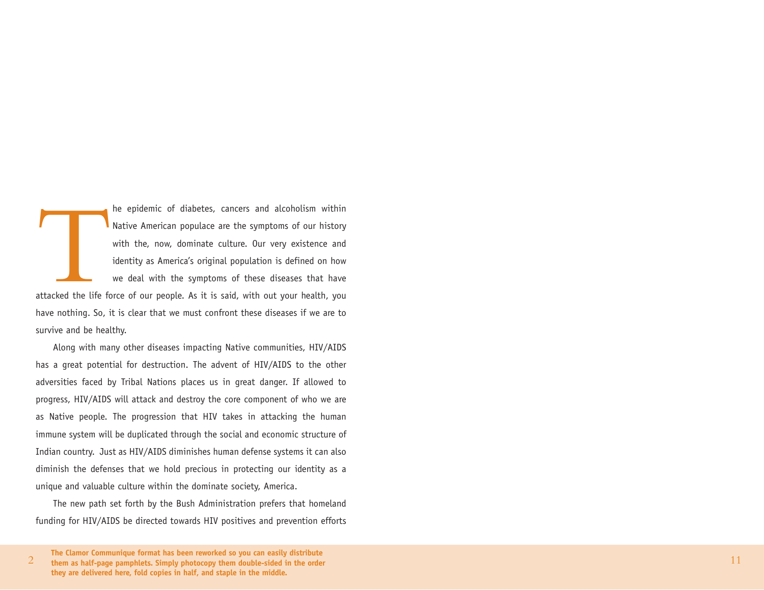The epidemic of diabetes, cancers and alcoholism within Native American populace are the symptoms of our history with the, now, dominate culture. Our very existence and identity as America's original population is defined on how we deal with the symptoms of these diseases that have attacked the life force of our people. As it is said, with out your health, you have nothing. So, it is clear that we must confront these diseases if we are to survive and be healthy.

Along with many other diseases impacting Native communities, HIV/AIDS has a great potential for destruction. The advent of HIV/AIDS to the other adversities faced by Tribal Nations places us in great danger. If allowed to progress, HIV/AIDS will attack and destroy the core component of who we are as Native people. The progression that HIV takes in attacking the human immune system will be duplicated through the social and economic structure of Indian country. Just as HIV/AIDS diminishes human defense systems it can also diminish the defenses that we hold precious in protecting our identity as a unique and valuable culture within the dominate society, America.

The new path set forth by the Bush Administration prefers that homeland funding for HIV/AIDS be directed towards HIV positives and prevention efforts

**The Clamor Communique format has been reworked so you can easily distribute them as half-page pamphlets. Simply photocopy them double-sided in the order they are delivered here, fold copies in half, and staple in the middle.**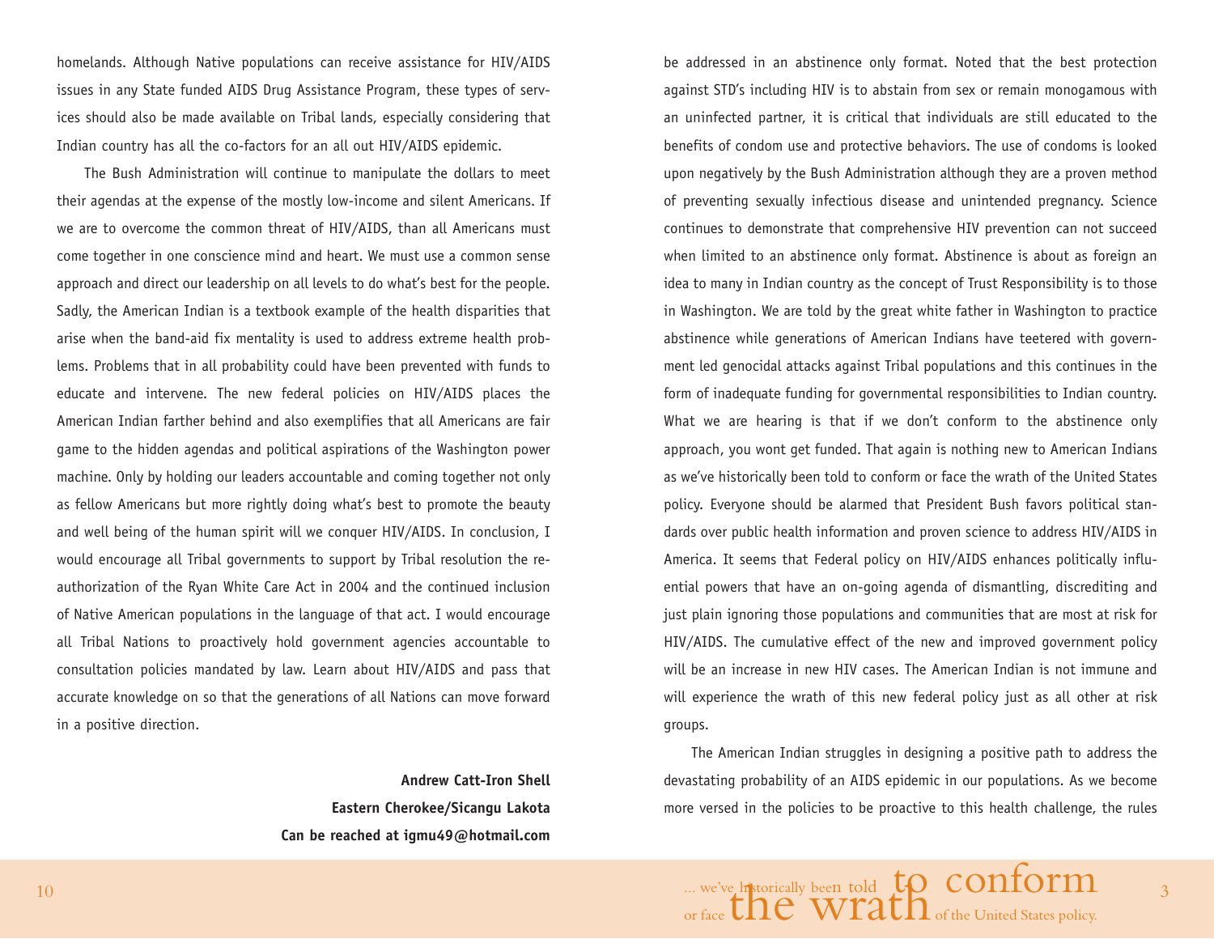homelands. Although Native populations can receive assistance for HIV/AIDS issues in any State funded AIDS Drug Assistance Program, these types of services should also be made available on Tribal lands, especially considering that Indian country has all the co-factors for an all out HIV/AIDS epidemic.

The Bush Administration will continue to manipulate the dollars to meet their agendas at the expense of the mostly low-income and silent Americans. If we are to overcome the common threat of HIV/AIDS, than all Americans must come together in one conscience mind and heart. We must use a common sense approach and direct our leadership on all levels to do what's best for the people. Sadly, the American Indian is a textbook example of the health disparities that arise when the band-aid fix mentality is used to address extreme health problems. Problems that in all probability could have been prevented with funds to educate and intervene. The new federal policies on HIV/AIDS places the American Indian farther behind and also exemplifies that all Americans are fair game to the hidden agendas and political aspirations of the Washington power machine. Only by holding our leaders accountable and coming together not only as fellow Americans but more rightly doing what's best to promote the beauty and well being of the human spirit will we conquer HIV/AIDS. In conclusion, I would encourage all Tribal governments to support by Tribal resolution the re-authorization of the Ryan White Care Act in 2004 and the continued inclusion of Native American populations in the language of that act. I would encourage all Tribal Nations to proactively hold government agencies accountable to consultation policies mandated by law. Learn about HIV/AIDS and pass that accurate knowledge on so that the generations of all Nations can move forward in a positive direction.

**Andrew Catt-Iron Shell**
**Eastern Cherokee/Sicangu Lakota**
**Can be reached at igmu49@hotmail.com**

be addressed in an abstinence only format. Noted that the best protection against STD's including HIV is to abstain from sex or remain monogamous with an uninfected partner, it is critical that individuals are still educated to the benefits of condom use and protective behaviors. The use of condoms is looked upon negatively by the Bush Administration although they are a proven method of preventing sexually infectious disease and unintended pregnancy. Science continues to demonstrate that comprehensive HIV prevention can not succeed when limited to an abstinence only format. Abstinence is about as foreign an idea to many in Indian country as the concept of Trust Responsibility is to those in Washington. We are told by the great white father in Washington to practice abstinence while generations of American Indians have teetered with government led genocidal attacks against Tribal populations and this continues in the form of inadequate funding for governmental responsibilities to Indian country. What we are hearing is that if we don't conform to the abstinence only approach, you wont get funded. That again is nothing new to American Indians as we've historically been told to conform or face the wrath of the United States policy. Everyone should be alarmed that President Bush favors political standards over public health information and proven science to address HIV/AIDS in America. It seems that Federal policy on HIV/AIDS enhances politically influential powers that have an on-going agenda of dismantling, discrediting and just plain ignoring those populations and communities that are most at risk for HIV/AIDS. The cumulative effect of the new and improved government policy will be an increase in new HIV cases. The American Indian is not immune and will experience the wrath of this new federal policy just as all other at risk groups.

The American Indian struggles in designing a positive path to address the devastating probability of an AIDS epidemic in our populations. As we become more versed in the policies to be proactive to this health challenge, the rules

... we've historically been told to conform or face the wrath of the United States policy.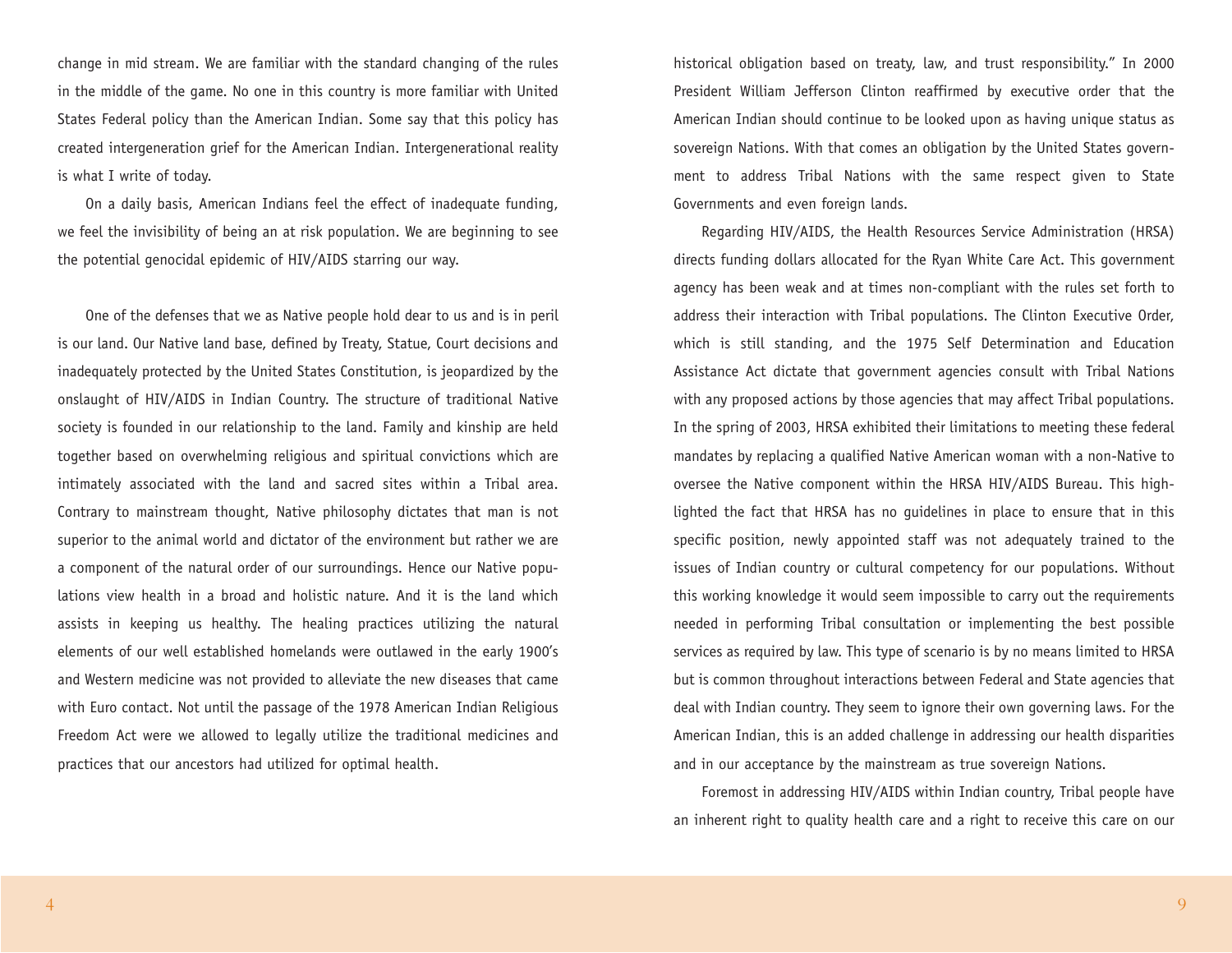change in mid stream. We are familiar with the standard changing of the rules in the middle of the game. No one in this country is more familiar with United States Federal policy than the American Indian. Some say that this policy has created intergeneration grief for the American Indian. Intergenerational reality is what I write of today.

On a daily basis, American Indians feel the effect of inadequate funding, we feel the invisibility of being an at risk population. We are beginning to see the potential genocidal epidemic of HIV/AIDS starring our way.

One of the defenses that we as Native people hold dear to us and is in peril is our land. Our Native land base, defined by Treaty, Statue, Court decisions and inadequately protected by the United States Constitution, is jeopardized by the onslaught of HIV/AIDS in Indian Country. The structure of traditional Native society is founded in our relationship to the land. Family and kinship are held together based on overwhelming religious and spiritual convictions which are intimately associated with the land and sacred sites within a Tribal area. Contrary to mainstream thought, Native philosophy dictates that man is not superior to the animal world and dictator of the environment but rather we are a component of the natural order of our surroundings. Hence our Native populations view health in a broad and holistic nature. And it is the land which assists in keeping us healthy. The healing practices utilizing the natural elements of our well established homelands were outlawed in the early 1900's and Western medicine was not provided to alleviate the new diseases that came with Euro contact. Not until the passage of the 1978 American Indian Religious Freedom Act were we allowed to legally utilize the traditional medicines and practices that our ancestors had utilized for optimal health.

historical obligation based on treaty, law, and trust responsibility." In 2000 President William Jefferson Clinton reaffirmed by executive order that the American Indian should continue to be looked upon as having unique status as sovereign Nations. With that comes an obligation by the United States government to address Tribal Nations with the same respect given to State Governments and even foreign lands.

Regarding HIV/AIDS, the Health Resources Service Administration (HRSA) directs funding dollars allocated for the Ryan White Care Act. This government agency has been weak and at times non-compliant with the rules set forth to address their interaction with Tribal populations. The Clinton Executive Order, which is still standing, and the 1975 Self Determination and Education Assistance Act dictate that government agencies consult with Tribal Nations with any proposed actions by those agencies that may affect Tribal populations. In the spring of 2003, HRSA exhibited their limitations to meeting these federal mandates by replacing a qualified Native American woman with a non-Native to oversee the Native component within the HRSA HIV/AIDS Bureau. This highlighted the fact that HRSA has no guidelines in place to ensure that in this specific position, newly appointed staff was not adequately trained to the issues of Indian country or cultural competency for our populations. Without this working knowledge it would seem impossible to carry out the requirements needed in performing Tribal consultation or implementing the best possible services as required by law. This type of scenario is by no means limited to HRSA but is common throughout interactions between Federal and State agencies that deal with Indian country. They seem to ignore their own governing laws. For the American Indian, this is an added challenge in addressing our health disparities and in our acceptance by the mainstream as true sovereign Nations.

Foremost in addressing HIV/AIDS within Indian country, Tribal people have an inherent right to quality health care and a right to receive this care on our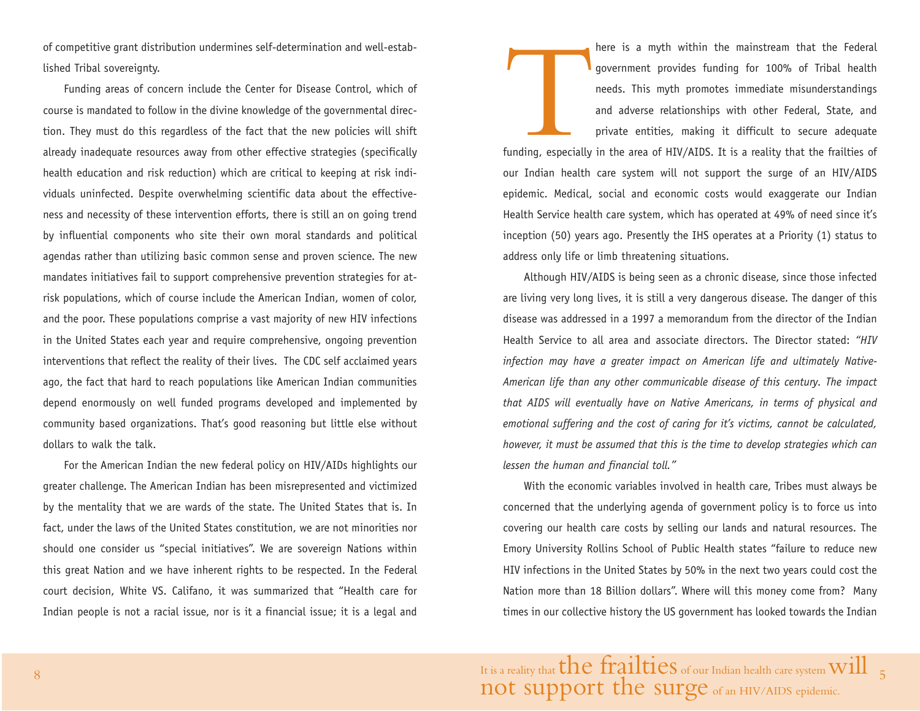of competitive grant distribution undermines self-determination and well-established Tribal sovereignty.

Funding areas of concern include the Center for Disease Control, which of course is mandated to follow in the divine knowledge of the governmental direction. They must do this regardless of the fact that the new policies will shift already inadequate resources away from other effective strategies (specifically health education and risk reduction) which are critical to keeping at risk individuals uninfected. Despite overwhelming scientific data about the effectiveness and necessity of these intervention efforts, there is still an on going trend by influential components who site their own moral standards and political agendas rather than utilizing basic common sense and proven science. The new mandates initiatives fail to support comprehensive prevention strategies for at-risk populations, which of course include the American Indian, women of color, and the poor. These populations comprise a vast majority of new HIV infections in the United States each year and require comprehensive, ongoing prevention interventions that reflect the reality of their lives. The CDC self acclaimed years ago, the fact that hard to reach populations like American Indian communities depend enormously on well funded programs developed and implemented by community based organizations. That's good reasoning but little else without dollars to walk the talk.

For the American Indian the new federal policy on HIV/AIDs highlights our greater challenge. The American Indian has been misrepresented and victimized by the mentality that we are wards of the state. The United States that is. In fact, under the laws of the United States constitution, we are not minorities nor should one consider us "special initiatives". We are sovereign Nations within this great Nation and we have inherent rights to be respected. In the Federal court decision, White VS. Califano, it was summarized that "Health care for Indian people is not a racial issue, nor is it a financial issue; it is a legal and

There is a myth within the mainstream that the Federal government provides funding for 100% of Tribal health needs. This myth promotes immediate misunderstandings and adverse relationships with other Federal, State, and private entities, making it difficult to secure adequate funding, especially in the area of HIV/AIDS. It is a reality that the frailties of our Indian health care system will not support the surge of an HIV/AIDS epidemic. Medical, social and economic costs would exaggerate our Indian Health Service health care system, which has operated at 49% of need since it's inception (50) years ago. Presently the IHS operates at a Priority (1) status to address only life or limb threatening situations.

Although HIV/AIDS is being seen as a chronic disease, since those infected are living very long lives, it is still a very dangerous disease. The danger of this disease was addressed in a 1997 a memorandum from the director of the Indian Health Service to all area and associate directors. The Director stated: *"HIV infection may have a greater impact on American life and ultimately Native-American life than any other communicable disease of this century. The impact that AIDS will eventually have on Native Americans, in terms of physical and emotional suffering and the cost of caring for it's victims, cannot be calculated, however, it must be assumed that this is the time to develop strategies which can lessen the human and financial toll."*

With the economic variables involved in health care, Tribes must always be concerned that the underlying agenda of government policy is to force us into covering our health care costs by selling our lands and natural resources. The Emory University Rollins School of Public Health states "failure to reduce new HIV infections in the United States by 50% in the next two years could cost the Nation more than 18 Billion dollars". Where will this money come from? Many times in our collective history the US government has looked towards the Indian

It is a reality that **the frailties** of our Indian health care system **will not support the surge** of an HIV/AIDS epidemic.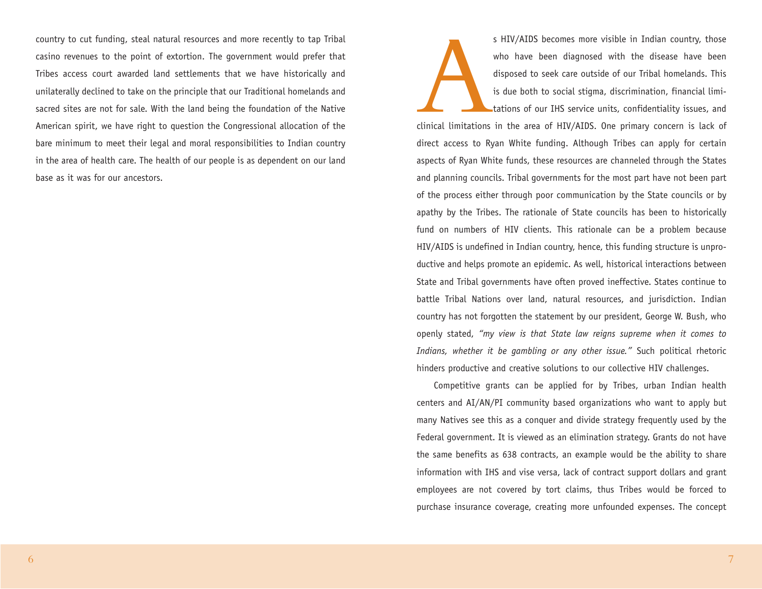country to cut funding, steal natural resources and more recently to tap Tribal casino revenues to the point of extortion. The government would prefer that Tribes access court awarded land settlements that we have historically and unilaterally declined to take on the principle that our Traditional homelands and sacred sites are not for sale. With the land being the foundation of the Native American spirit, we have right to question the Congressional allocation of the bare minimum to meet their legal and moral responsibilities to Indian country in the area of health care. The health of our people is as dependent on our land base as it was for our ancestors.

As HIV/AIDS becomes more visible in Indian country, those who have been diagnosed with the disease have been disposed to seek care outside of our Tribal homelands. This is due both to social stigma, discrimination, financial limitations of our IHS service units, confidentiality issues, and clinical limitations in the area of HIV/AIDS. One primary concern is lack of direct access to Ryan White funding. Although Tribes can apply for certain aspects of Ryan White funds, these resources are channeled through the States and planning councils. Tribal governments for the most part have not been part of the process either through poor communication by the State councils or by apathy by the Tribes. The rationale of State councils has been to historically fund on numbers of HIV clients. This rationale can be a problem because HIV/AIDS is undefined in Indian country, hence, this funding structure is unproductive and helps promote an epidemic. As well, historical interactions between State and Tribal governments have often proved ineffective. States continue to battle Tribal Nations over land, natural resources, and jurisdiction. Indian country has not forgotten the statement by our president, George W. Bush, who openly stated, *"my view is that State law reigns supreme when it comes to Indians, whether it be gambling or any other issue."* Such political rhetoric hinders productive and creative solutions to our collective HIV challenges.

Competitive grants can be applied for by Tribes, urban Indian health centers and AI/AN/PI community based organizations who want to apply but many Natives see this as a conquer and divide strategy frequently used by the Federal government. It is viewed as an elimination strategy. Grants do not have the same benefits as 638 contracts, an example would be the ability to share information with IHS and vise versa, lack of contract support dollars and grant employees are not covered by tort claims, thus Tribes would be forced to purchase insurance coverage, creating more unfounded expenses. The concept